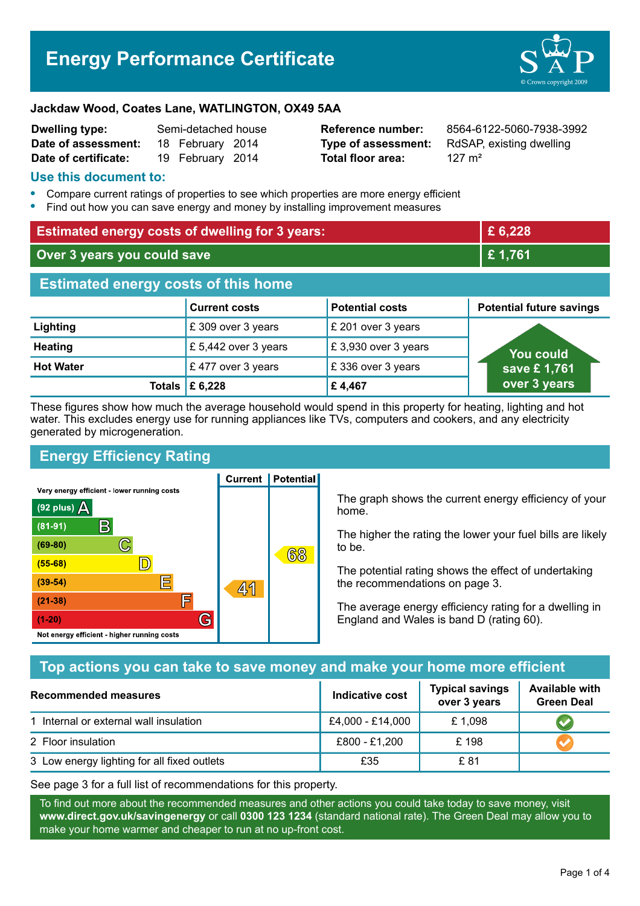# Energy Performance Certificate

**Jackdaw Wood, Coates Lane, WATLINGTON, OX49 5AA**

| | | | |
|---|---|---|---|
| **Dwelling type:** | Semi-detached house | **Reference number:** | 8564-6122-5060-7938-3992 |
| **Date of assessment:** | 18 February 2014 | **Type of assessment:** | RdSAP, existing dwelling |
| **Date of certificate:** | 19 February 2014 | **Total floor area:** | 127 m² |

## Use this document to:

- Compare current ratings of properties to see which properties are more energy efficient
- Find out how you can save energy and money by installing improvement measures

| | |
|---|---|
| **Estimated energy costs of dwelling for 3 years:** | **£ 6,228** |
| **Over 3 years you could save** | **£ 1,761** |

## Estimated energy costs of this home

| | Current costs | Potential costs | Potential future savings |
|---|---|---|---|
| **Lighting** | £ 309 over 3 years | £ 201 over 3 years | You could save £ 1,761 over 3 years |
| **Heating** | £ 5,442 over 3 years | £ 3,930 over 3 years | |
| **Hot Water** | £ 477 over 3 years | £ 336 over 3 years | |
| **Totals** | **£ 6,228** | **£ 4,467** | |

These figures show how much the average household would spend in this property for heating, lighting and hot water. This excludes energy use for running appliances like TVs, computers and cookers, and any electricity generated by microgeneration.

## Energy Efficiency Rating

| Rating | Current | Potential |
|---|---|---|
| Very energy efficient - lower running costs | | |
| (92 plus) A | | |
| (81-91) B | | |
| (69-80) C | | |
| (55-68) D | | 68 |
| (39-54) E | 41 | |
| (21-38) F | | |
| (1-20) G | | |
| Not energy efficient - higher running costs | | |

The graph shows the current energy efficiency of your home.

The higher the rating the lower your fuel bills are likely to be.

The potential rating shows the effect of undertaking the recommendations on page 3.

The average energy efficiency rating for a dwelling in England and Wales is band D (rating 60).

## Top actions you can take to save money and make your home more efficient

| Recommended measures | Indicative cost | Typical savings over 3 years | Available with Green Deal |
|---|---|---|---|
| 1 Internal or external wall insulation | £4,000 - £14,000 | £ 1,098 | ✔ |
| 2 Floor insulation | £800 - £1,200 | £ 198 | ✔ |
| 3 Low energy lighting for all fixed outlets | £35 | £ 81 | |

See page 3 for a full list of recommendations for this property.

To find out more about the recommended measures and other actions you could take today to save money, visit **www.direct.gov.uk/savingenergy** or call **0300 123 1234** (standard national rate). The Green Deal may allow you to make your home warmer and cheaper to run at no up-front cost.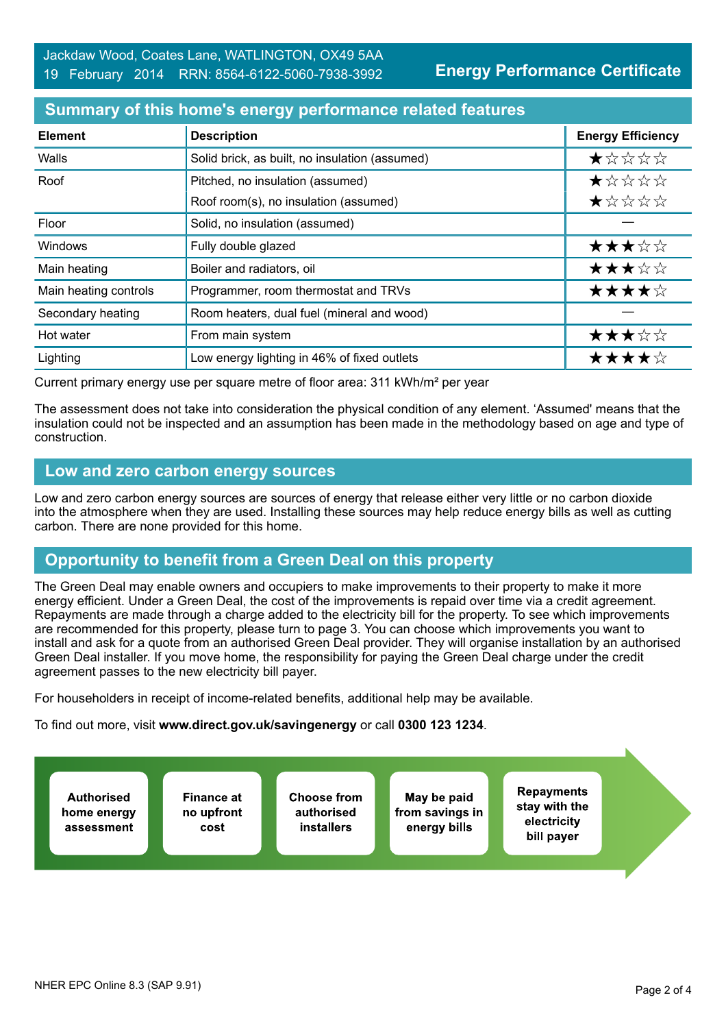Jackdaw Wood, Coates Lane, WATLINGTON, OX49 5AA
19 February 2014 RRN: 8564-6122-5060-7938-3992

**Energy Performance Certificate**

## Summary of this home's energy performance related features

| Element | Description | Energy Efficiency |
|---|---|---|
| Walls | Solid brick, as built, no insulation (assumed) | ★☆☆☆☆ |
| Roof | Pitched, no insulation (assumed) | ★☆☆☆☆ |
| | Roof room(s), no insulation (assumed) | ★☆☆☆☆ |
| Floor | Solid, no insulation (assumed) | — |
| Windows | Fully double glazed | ★★★☆☆ |
| Main heating | Boiler and radiators, oil | ★★★☆☆ |
| Main heating controls | Programmer, room thermostat and TRVs | ★★★★☆ |
| Secondary heating | Room heaters, dual fuel (mineral and wood) | — |
| Hot water | From main system | ★★★☆☆ |
| Lighting | Low energy lighting in 46% of fixed outlets | ★★★★☆ |

Current primary energy use per square metre of floor area: 311 kWh/m² per year

The assessment does not take into consideration the physical condition of any element. 'Assumed' means that the insulation could not be inspected and an assumption has been made in the methodology based on age and type of construction.

## Low and zero carbon energy sources

Low and zero carbon energy sources are sources of energy that release either very little or no carbon dioxide into the atmosphere when they are used. Installing these sources may help reduce energy bills as well as cutting carbon. There are none provided for this home.

## Opportunity to benefit from a Green Deal on this property

The Green Deal may enable owners and occupiers to make improvements to their property to make it more energy efficient. Under a Green Deal, the cost of the improvements is repaid over time via a credit agreement. Repayments are made through a charge added to the electricity bill for the property. To see which improvements are recommended for this property, please turn to page 3. You can choose which improvements you want to install and ask for a quote from an authorised Green Deal provider. They will organise installation by an authorised Green Deal installer. If you move home, the responsibility for paying the Green Deal charge under the credit agreement passes to the new electricity bill payer.

For householders in receipt of income-related benefits, additional help may be available.

To find out more, visit **www.direct.gov.uk/savingenergy** or call **0300 123 1234**.

- **Authorised home energy assessment**
- **Finance at no upfront cost**
- **Choose from authorised installers**
- **May be paid from savings in energy bills**
- **Repayments stay with the electricity bill payer**

NHER EPC Online 8.3 (SAP 9.91)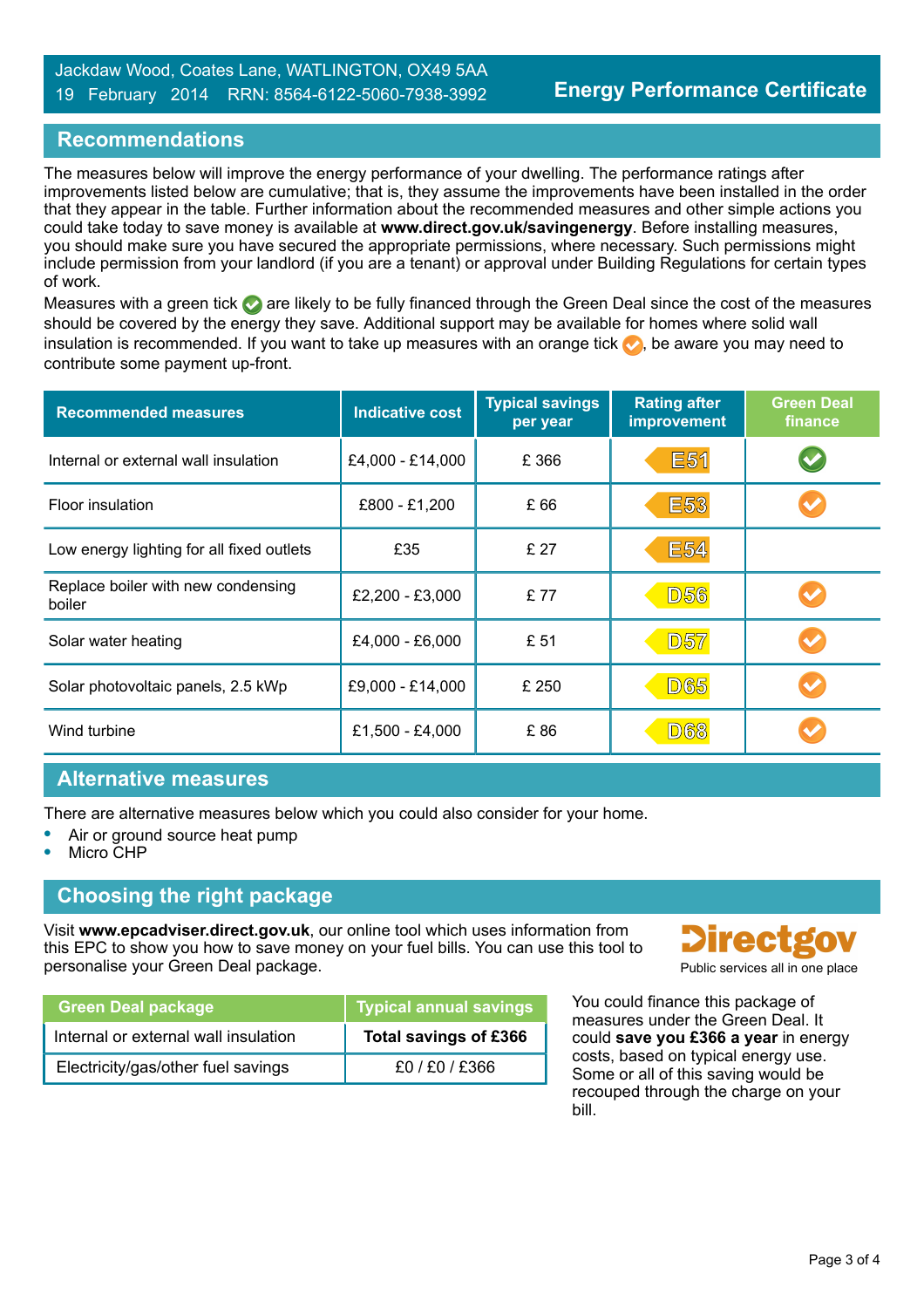Jackdaw Wood, Coates Lane, WATLINGTON, OX49 5AA
19 February 2014 RRN: 8564-6122-5060-7938-3992

**Energy Performance Certificate**

## Recommendations

The measures below will improve the energy performance of your dwelling. The performance ratings after improvements listed below are cumulative; that is, they assume the improvements have been installed in the order that they appear in the table. Further information about the recommended measures and other simple actions you could take today to save money is available at **www.direct.gov.uk/savingenergy**. Before installing measures, you should make sure you have secured the appropriate permissions, where necessary. Such permissions might include permission from your landlord (if you are a tenant) or approval under Building Regulations for certain types of work.

Measures with a green tick ✓ are likely to be fully financed through the Green Deal since the cost of the measures should be covered by the energy they save. Additional support may be available for homes where solid wall insulation is recommended. If you want to take up measures with an orange tick ✓, be aware you may need to contribute some payment up-front.

| Recommended measures | Indicative cost | Typical savings per year | Rating after improvement | Green Deal finance |
|---|---|---|---|---|
| Internal or external wall insulation | £4,000 - £14,000 | £ 366 | E51 | ✓ (green) |
| Floor insulation | £800 - £1,200 | £ 66 | E53 | ✓ (orange) |
| Low energy lighting for all fixed outlets | £35 | £ 27 | E54 | |
| Replace boiler with new condensing boiler | £2,200 - £3,000 | £ 77 | D56 | ✓ (orange) |
| Solar water heating | £4,000 - £6,000 | £ 51 | D57 | ✓ (orange) |
| Solar photovoltaic panels, 2.5 kWp | £9,000 - £14,000 | £ 250 | D65 | ✓ (orange) |
| Wind turbine | £1,500 - £4,000 | £ 86 | D68 | ✓ (orange) |

## Alternative measures

There are alternative measures below which you could also consider for your home.

- Air or ground source heat pump
- Micro CHP

## Choosing the right package

Visit **www.epcadviser.direct.gov.uk**, our online tool which uses information from this EPC to show you how to save money on your fuel bills. You can use this tool to personalise your Green Deal package.

Directgov
Public services all in one place

| Green Deal package | Typical annual savings |
|---|---|
| Internal or external wall insulation | **Total savings of £366** |
| Electricity/gas/other fuel savings | £0 / £0 / £366 |

You could finance this package of measures under the Green Deal. It could **save you £366 a year** in energy costs, based on typical energy use. Some or all of this saving would be recouped through the charge on your bill.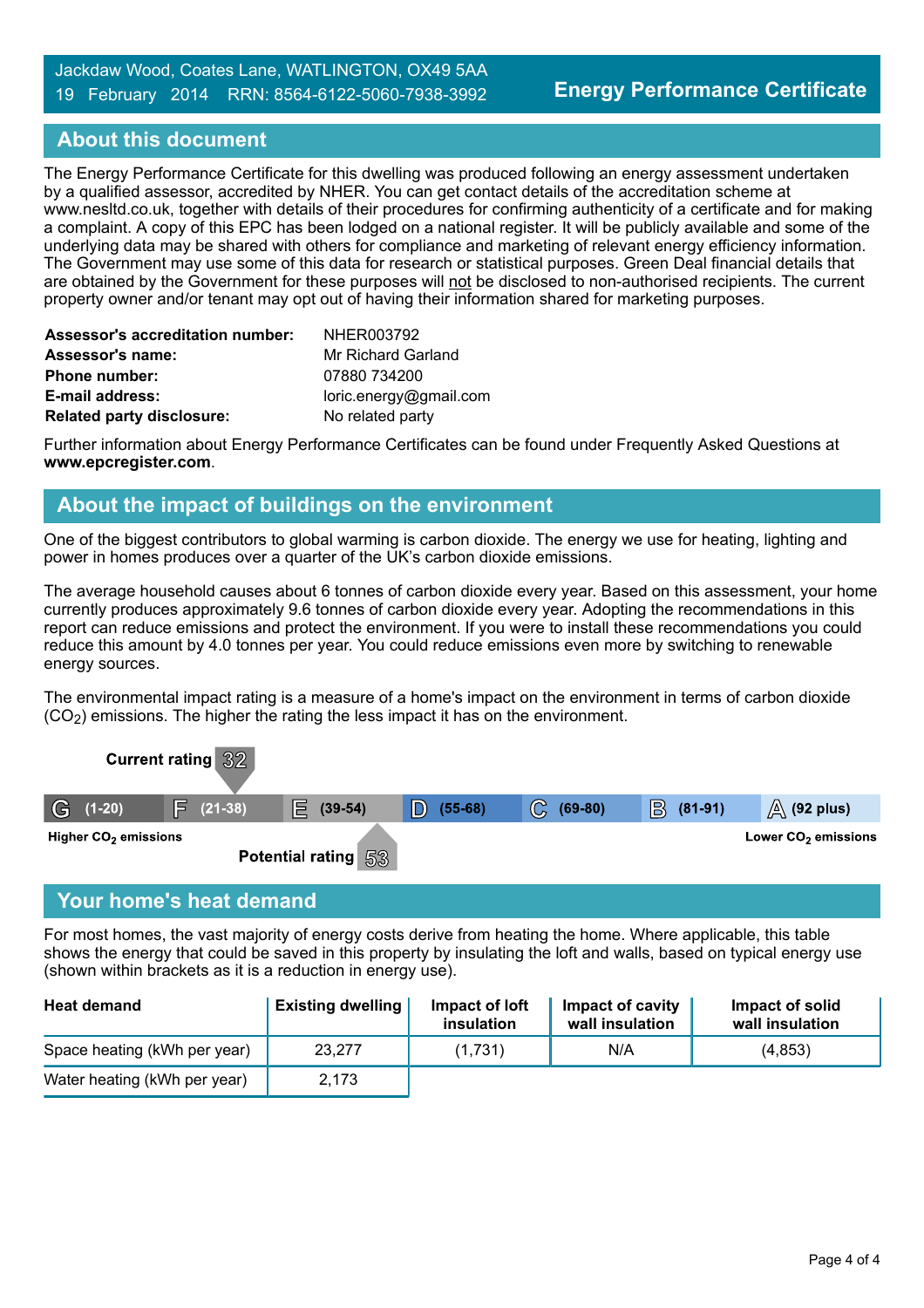Jackdaw Wood, Coates Lane, WATLINGTON, OX49 5AA
19 February 2014 RRN: 8564-6122-5060-7938-3992

**Energy Performance Certificate**

## About this document

The Energy Performance Certificate for this dwelling was produced following an energy assessment undertaken by a qualified assessor, accredited by NHER. You can get contact details of the accreditation scheme at www.nesltd.co.uk, together with details of their procedures for confirming authenticity of a certificate and for making a complaint. A copy of this EPC has been lodged on a national register. It will be publicly available and some of the underlying data may be shared with others for compliance and marketing of relevant energy efficiency information. The Government may use some of this data for research or statistical purposes. Green Deal financial details that are obtained by the Government for these purposes will not be disclosed to non-authorised recipients. The current property owner and/or tenant may opt out of having their information shared for marketing purposes.

| | |
|---|---|
| **Assessor's accreditation number:** | NHER003792 |
| **Assessor's name:** | Mr Richard Garland |
| **Phone number:** | 07880 734200 |
| **E-mail address:** | loric.energy@gmail.com |
| **Related party disclosure:** | No related party |

Further information about Energy Performance Certificates can be found under Frequently Asked Questions at **www.epcregister.com**.

## About the impact of buildings on the environment

One of the biggest contributors to global warming is carbon dioxide. The energy we use for heating, lighting and power in homes produces over a quarter of the UK's carbon dioxide emissions.

The average household causes about 6 tonnes of carbon dioxide every year. Based on this assessment, your home currently produces approximately 9.6 tonnes of carbon dioxide every year. Adopting the recommendations in this report can reduce emissions and protect the environment. If you were to install these recommendations you could reduce this amount by 4.0 tonnes per year. You could reduce emissions even more by switching to renewable energy sources.

The environmental impact rating is a measure of a home's impact on the environment in terms of carbon dioxide ($CO_2$) emissions. The higher the rating the less impact it has on the environment.

Current rating 32

G (1-20) F (21-38) E (39-54) D (55-68) C (69-80) B (81-91) A (92 plus)

Higher $CO_2$ emissions

Lower $CO_2$ emissions

Potential rating 53

## Your home's heat demand

For most homes, the vast majority of energy costs derive from heating the home. Where applicable, this table shows the energy that could be saved in this property by insulating the loft and walls, based on typical energy use (shown within brackets as it is a reduction in energy use).

| Heat demand | Existing dwelling | Impact of loft insulation | Impact of cavity wall insulation | Impact of solid wall insulation |
|---|---|---|---|---|
| Space heating (kWh per year) | 23,277 | (1,731) | N/A | (4,853) |
| Water heating (kWh per year) | 2,173 | | | |